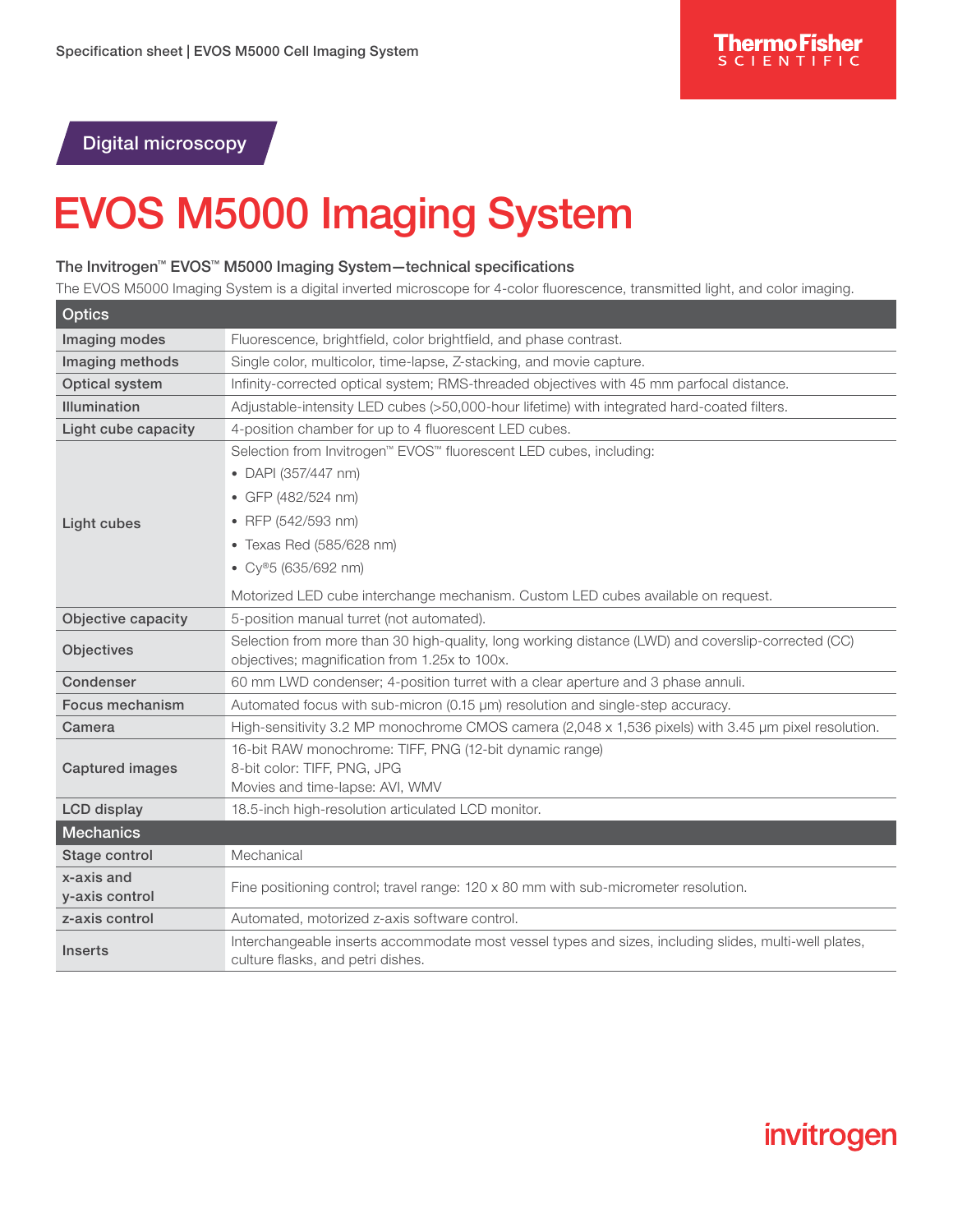Digital microscopy

# EVOS M5000 Imaging System

### The Invitrogen™ EVOS™ M5000 Imaging System—technical specifications

The EVOS M5000 Imaging System is a digital inverted microscope for 4-color fluorescence, transmitted light, and color imaging.

| Optics | |
|---|---|
| Imaging modes | Fluorescence, brightfield, color brightfield, and phase contrast. |
| Imaging methods | Single color, multicolor, time-lapse, Z-stacking, and movie capture. |
| Optical system | Infinity-corrected optical system; RMS-threaded objectives with 45 mm parfocal distance. |
| Illumination | Adjustable-intensity LED cubes (>50,000-hour lifetime) with integrated hard-coated filters. |
| Light cube capacity | 4-position chamber for up to 4 fluorescent LED cubes. |
| Light cubes | Selection from Invitrogen™ EVOS™ fluorescent LED cubes, including:<br>• DAPI (357/447 nm)<br>• GFP (482/524 nm)<br>• RFP (542/593 nm)<br>• Texas Red (585/628 nm)<br>• Cy®5 (635/692 nm)<br><br>Motorized LED cube interchange mechanism. Custom LED cubes available on request. |
| Objective capacity | 5-position manual turret (not automated). |
| Objectives | Selection from more than 30 high-quality, long working distance (LWD) and coverslip-corrected (CC) objectives; magnification from 1.25x to 100x. |
| Condenser | 60 mm LWD condenser; 4-position turret with a clear aperture and 3 phase annuli. |
| Focus mechanism | Automated focus with sub-micron (0.15 µm) resolution and single-step accuracy. |
| Camera | High-sensitivity 3.2 MP monochrome CMOS camera (2,048 x 1,536 pixels) with 3.45 µm pixel resolution. |
| Captured images | 16-bit RAW monochrome: TIFF, PNG (12-bit dynamic range)<br>8-bit color: TIFF, PNG, JPG<br>Movies and time-lapse: AVI, WMV |
| LCD display | 18.5-inch high-resolution articulated LCD monitor. |
| **Mechanics** | |
| Stage control | Mechanical |
| x-axis and y-axis control | Fine positioning control; travel range: 120 x 80 mm with sub-micrometer resolution. |
| z-axis control | Automated, motorized z-axis software control. |
| Inserts | Interchangeable inserts accommodate most vessel types and sizes, including slides, multi-well plates, culture flasks, and petri dishes. |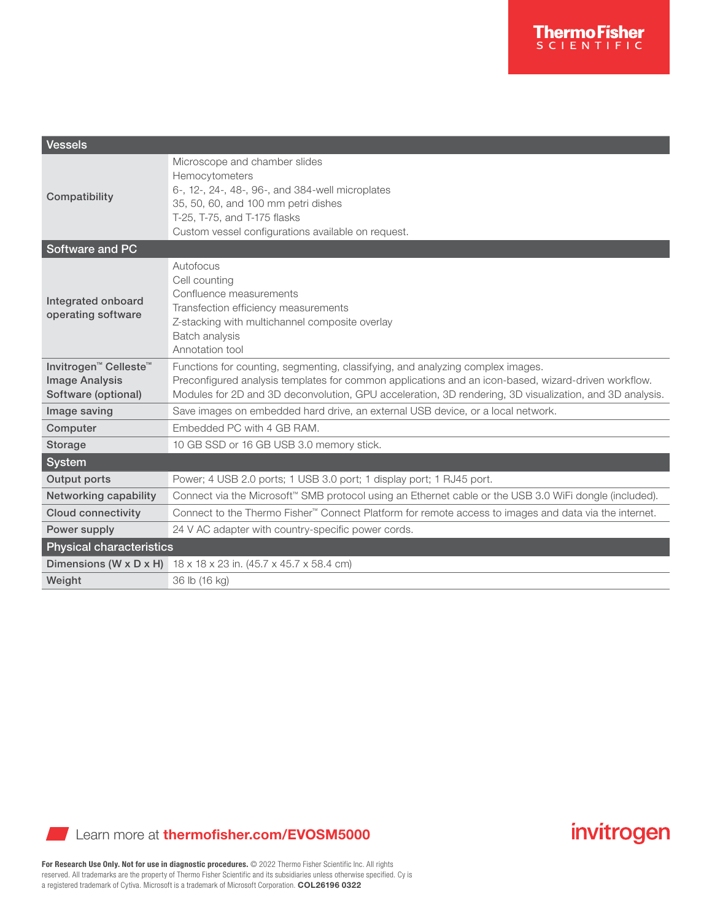| | |
|---|---|
| **Vessels** | |
| Compatibility | Microscope and chamber slides<br>Hemocytometers<br>6-, 12-, 24-, 48-, 96-, and 384-well microplates<br>35, 50, 60, and 100 mm petri dishes<br>T-25, T-75, and T-175 flasks<br>Custom vessel configurations available on request. |
| **Software and PC** | |
| Integrated onboard operating software | Autofocus<br>Cell counting<br>Confluence measurements<br>Transfection efficiency measurements<br>Z-stacking with multichannel composite overlay<br>Batch analysis<br>Annotation tool |
| Invitrogen™ Celleste™ Image Analysis Software (optional) | Functions for counting, segmenting, classifying, and analyzing complex images.<br>Preconfigured analysis templates for common applications and an icon-based, wizard-driven workflow.<br>Modules for 2D and 3D deconvolution, GPU acceleration, 3D rendering, 3D visualization, and 3D analysis. |
| Image saving | Save images on embedded hard drive, an external USB device, or a local network. |
| Computer | Embedded PC with 4 GB RAM. |
| Storage | 10 GB SSD or 16 GB USB 3.0 memory stick. |
| **System** | |
| Output ports | Power; 4 USB 2.0 ports; 1 USB 3.0 port; 1 display port; 1 RJ45 port. |
| Networking capability | Connect via the Microsoft™ SMB protocol using an Ethernet cable or the USB 3.0 WiFi dongle (included). |
| Cloud connectivity | Connect to the Thermo Fisher™ Connect Platform for remote access to images and data via the internet. |
| Power supply | 24 V AC adapter with country-specific power cords. |
| **Physical characteristics** | |
| Dimensions (W x D x H) | 18 x 18 x 23 in. (45.7 x 45.7 x 58.4 cm) |
| Weight | 36 lb (16 kg) |

Learn more at **thermofisher.com/EVOSM5000**

**For Research Use Only. Not for use in diagnostic procedures.** © 2022 Thermo Fisher Scientific Inc. All rights reserved. All trademarks are the property of Thermo Fisher Scientific and its subsidiaries unless otherwise specified. Cy is a registered trademark of Cytiva. Microsoft is a trademark of Microsoft Corporation. **COL26196 0322**